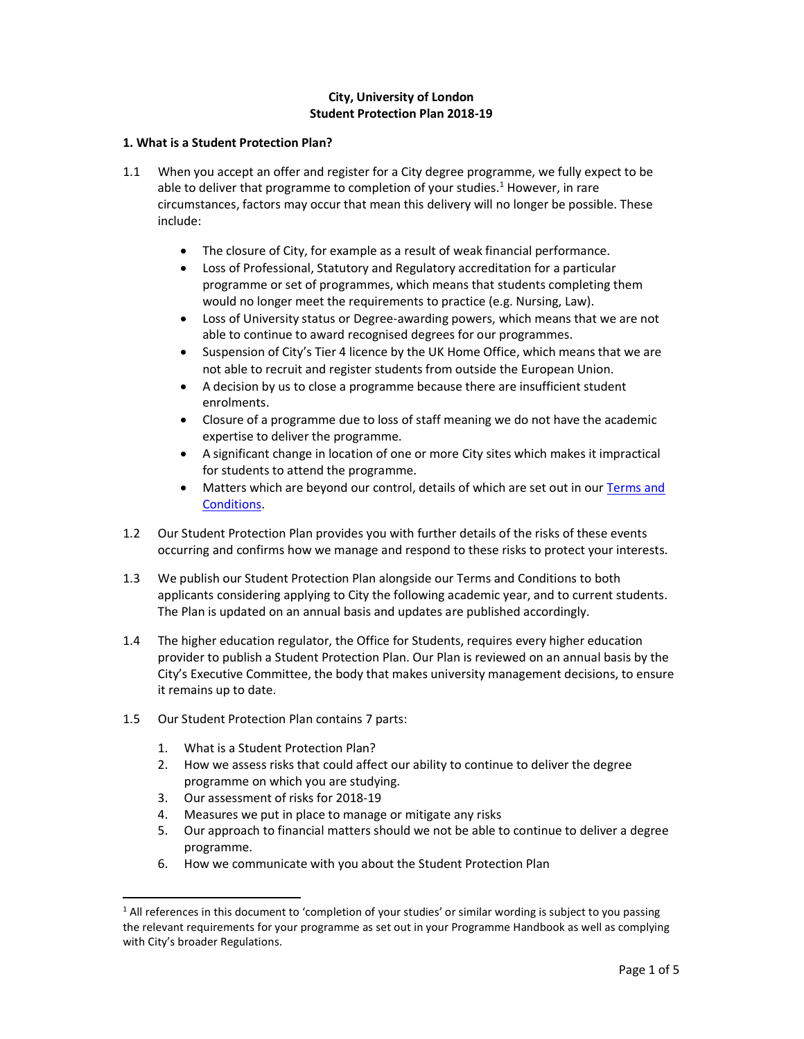**City, University of London**
**Student Protection Plan 2018-19**

## 1. What is a Student Protection Plan?

1.1 When you accept an offer and register for a City degree programme, we fully expect to be able to deliver that programme to completion of your studies.[1] However, in rare circumstances, factors may occur that mean this delivery will no longer be possible. These include:

- The closure of City, for example as a result of weak financial performance.
- Loss of Professional, Statutory and Regulatory accreditation for a particular programme or set of programmes, which means that students completing them would no longer meet the requirements to practice (e.g. Nursing, Law).
- Loss of University status or Degree-awarding powers, which means that we are not able to continue to award recognised degrees for our programmes.
- Suspension of City's Tier 4 licence by the UK Home Office, which means that we are not able to recruit and register students from outside the European Union.
- A decision by us to close a programme because there are insufficient student enrolments.
- Closure of a programme due to loss of staff meaning we do not have the academic expertise to deliver the programme.
- A significant change in location of one or more City sites which makes it impractical for students to attend the programme.
- Matters which are beyond our control, details of which are set out in our Terms and Conditions.

1.2 Our Student Protection Plan provides you with further details of the risks of these events occurring and confirms how we manage and respond to these risks to protect your interests.

1.3 We publish our Student Protection Plan alongside our Terms and Conditions to both applicants considering applying to City the following academic year, and to current students. The Plan is updated on an annual basis and updates are published accordingly.

1.4 The higher education regulator, the Office for Students, requires every higher education provider to publish a Student Protection Plan. Our Plan is reviewed on an annual basis by the City's Executive Committee, the body that makes university management decisions, to ensure it remains up to date.

1.5 Our Student Protection Plan contains 7 parts:

1. What is a Student Protection Plan?
2. How we assess risks that could affect our ability to continue to deliver the degree programme on which you are studying.
3. Our assessment of risks for 2018-19
4. Measures we put in place to manage or mitigate any risks
5. Our approach to financial matters should we not be able to continue to deliver a degree programme.
6. How we communicate with you about the Student Protection Plan

[1] All references in this document to 'completion of your studies' or similar wording is subject to you passing the relevant requirements for your programme as set out in your Programme Handbook as well as complying with City's broader Regulations.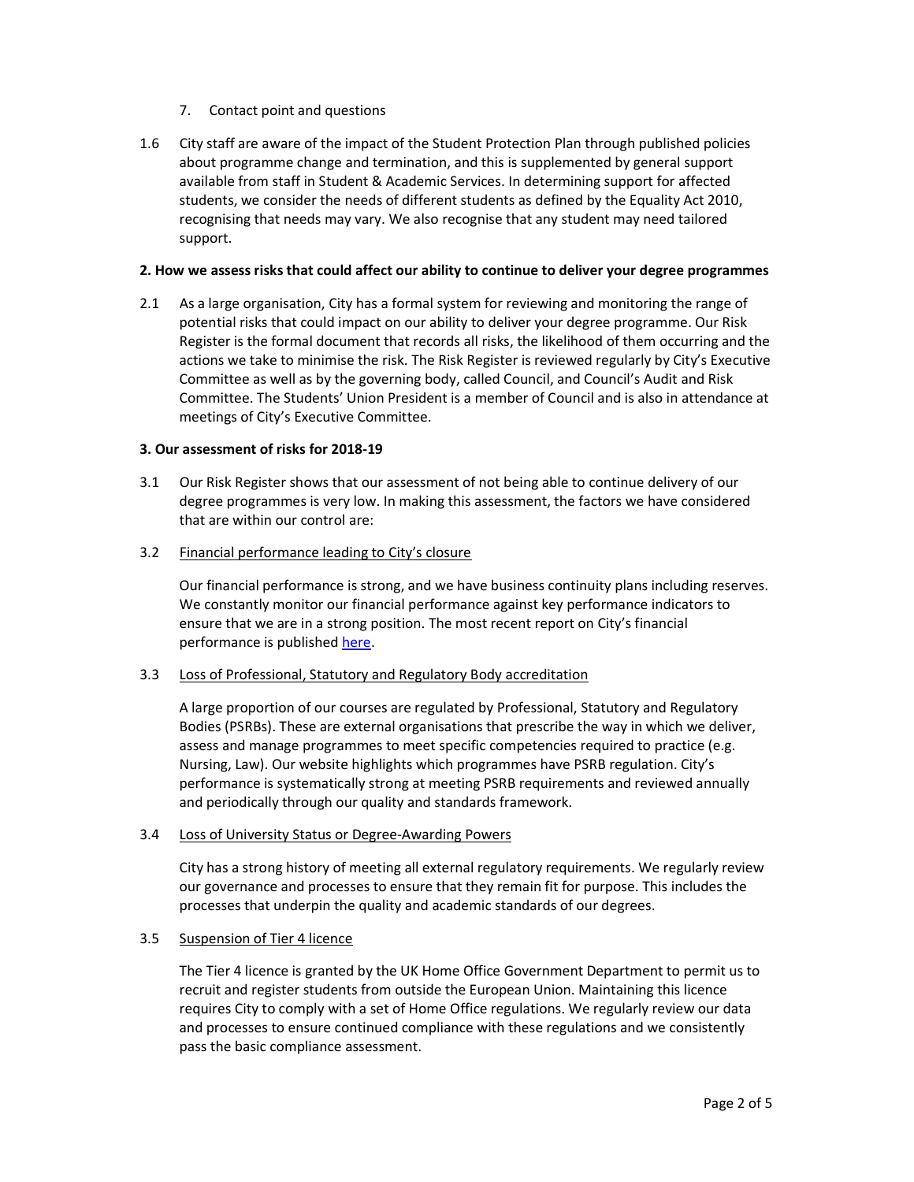7. Contact point and questions

1.6 City staff are aware of the impact of the Student Protection Plan through published policies about programme change and termination, and this is supplemented by general support available from staff in Student & Academic Services. In determining support for affected students, we consider the needs of different students as defined by the Equality Act 2010, recognising that needs may vary. We also recognise that any student may need tailored support.

## 2. How we assess risks that could affect our ability to continue to deliver your degree programmes

2.1 As a large organisation, City has a formal system for reviewing and monitoring the range of potential risks that could impact on our ability to deliver your degree programme. Our Risk Register is the formal document that records all risks, the likelihood of them occurring and the actions we take to minimise the risk. The Risk Register is reviewed regularly by City's Executive Committee as well as by the governing body, called Council, and Council's Audit and Risk Committee. The Students' Union President is a member of Council and is also in attendance at meetings of City's Executive Committee.

## 3. Our assessment of risks for 2018-19

3.1 Our Risk Register shows that our assessment of not being able to continue delivery of our degree programmes is very low. In making this assessment, the factors we have considered that are within our control are:

3.2 Financial performance leading to City's closure

Our financial performance is strong, and we have business continuity plans including reserves. We constantly monitor our financial performance against key performance indicators to ensure that we are in a strong position. The most recent report on City's financial performance is published here.

3.3 Loss of Professional, Statutory and Regulatory Body accreditation

A large proportion of our courses are regulated by Professional, Statutory and Regulatory Bodies (PSRBs). These are external organisations that prescribe the way in which we deliver, assess and manage programmes to meet specific competencies required to practice (e.g. Nursing, Law). Our website highlights which programmes have PSRB regulation. City's performance is systematically strong at meeting PSRB requirements and reviewed annually and periodically through our quality and standards framework.

3.4 Loss of University Status or Degree-Awarding Powers

City has a strong history of meeting all external regulatory requirements. We regularly review our governance and processes to ensure that they remain fit for purpose. This includes the processes that underpin the quality and academic standards of our degrees.

3.5 Suspension of Tier 4 licence

The Tier 4 licence is granted by the UK Home Office Government Department to permit us to recruit and register students from outside the European Union. Maintaining this licence requires City to comply with a set of Home Office regulations. We regularly review our data and processes to ensure continued compliance with these regulations and we consistently pass the basic compliance assessment.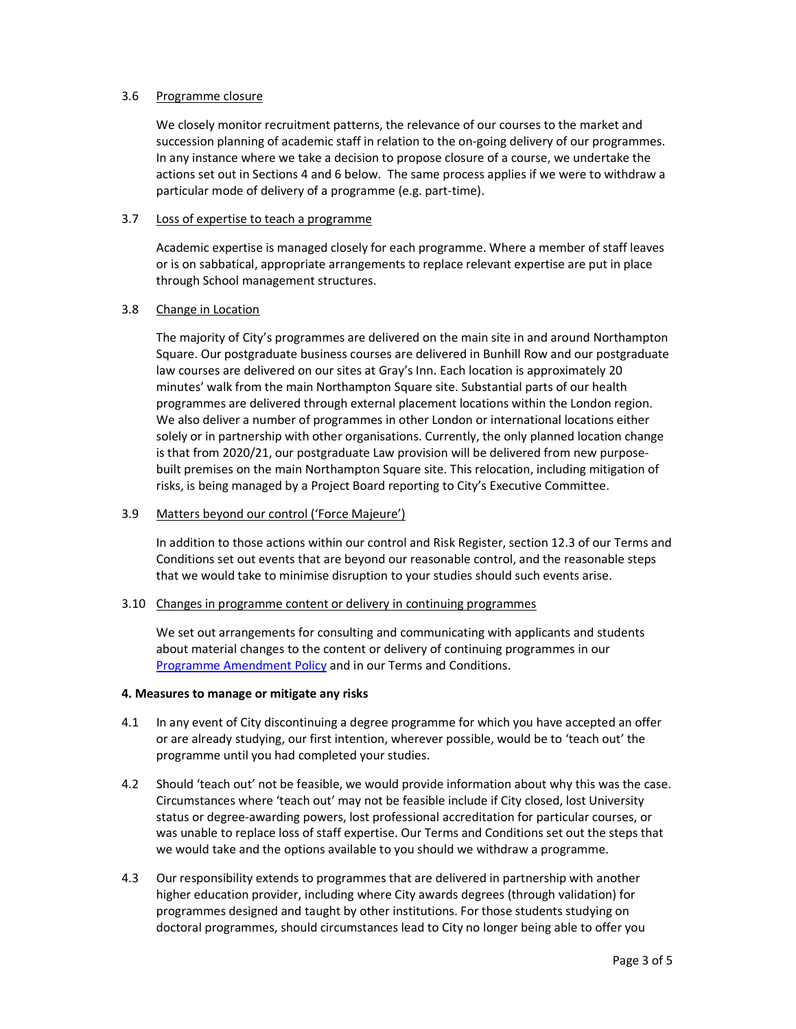3.6 Programme closure

We closely monitor recruitment patterns, the relevance of our courses to the market and succession planning of academic staff in relation to the on-going delivery of our programmes. In any instance where we take a decision to propose closure of a course, we undertake the actions set out in Sections 4 and 6 below. The same process applies if we were to withdraw a particular mode of delivery of a programme (e.g. part-time).

3.7 Loss of expertise to teach a programme

Academic expertise is managed closely for each programme. Where a member of staff leaves or is on sabbatical, appropriate arrangements to replace relevant expertise are put in place through School management structures.

3.8 Change in Location

The majority of City's programmes are delivered on the main site in and around Northampton Square. Our postgraduate business courses are delivered in Bunhill Row and our postgraduate law courses are delivered on our sites at Gray's Inn. Each location is approximately 20 minutes' walk from the main Northampton Square site. Substantial parts of our health programmes are delivered through external placement locations within the London region. We also deliver a number of programmes in other London or international locations either solely or in partnership with other organisations. Currently, the only planned location change is that from 2020/21, our postgraduate Law provision will be delivered from new purpose-built premises on the main Northampton Square site. This relocation, including mitigation of risks, is being managed by a Project Board reporting to City's Executive Committee.

3.9 Matters beyond our control ('Force Majeure')

In addition to those actions within our control and Risk Register, section 12.3 of our Terms and Conditions set out events that are beyond our reasonable control, and the reasonable steps that we would take to minimise disruption to your studies should such events arise.

3.10 Changes in programme content or delivery in continuing programmes

We set out arrangements for consulting and communicating with applicants and students about material changes to the content or delivery of continuing programmes in our Programme Amendment Policy and in our Terms and Conditions.

**4. Measures to manage or mitigate any risks**

4.1 In any event of City discontinuing a degree programme for which you have accepted an offer or are already studying, our first intention, wherever possible, would be to 'teach out' the programme until you had completed your studies.

4.2 Should 'teach out' not be feasible, we would provide information about why this was the case. Circumstances where 'teach out' may not be feasible include if City closed, lost University status or degree-awarding powers, lost professional accreditation for particular courses, or was unable to replace loss of staff expertise. Our Terms and Conditions set out the steps that we would take and the options available to you should we withdraw a programme.

4.3 Our responsibility extends to programmes that are delivered in partnership with another higher education provider, including where City awards degrees (through validation) for programmes designed and taught by other institutions. For those students studying on doctoral programmes, should circumstances lead to City no longer being able to offer you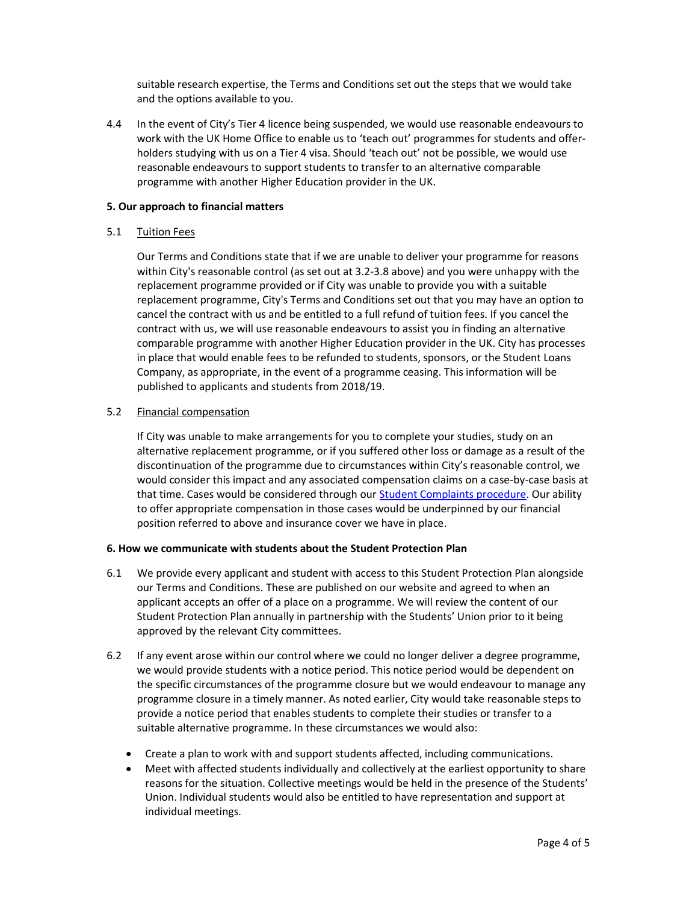suitable research expertise, the Terms and Conditions set out the steps that we would take and the options available to you.

4.4 In the event of City's Tier 4 licence being suspended, we would use reasonable endeavours to work with the UK Home Office to enable us to 'teach out' programmes for students and offer-holders studying with us on a Tier 4 visa. Should 'teach out' not be possible, we would use reasonable endeavours to support students to transfer to an alternative comparable programme with another Higher Education provider in the UK.

**5. Our approach to financial matters**

5.1 Tuition Fees

Our Terms and Conditions state that if we are unable to deliver your programme for reasons within City's reasonable control (as set out at 3.2-3.8 above) and you were unhappy with the replacement programme provided or if City was unable to provide you with a suitable replacement programme, City's Terms and Conditions set out that you may have an option to cancel the contract with us and be entitled to a full refund of tuition fees. If you cancel the contract with us, we will use reasonable endeavours to assist you in finding an alternative comparable programme with another Higher Education provider in the UK. City has processes in place that would enable fees to be refunded to students, sponsors, or the Student Loans Company, as appropriate, in the event of a programme ceasing. This information will be published to applicants and students from 2018/19.

5.2 Financial compensation

If City was unable to make arrangements for you to complete your studies, study on an alternative replacement programme, or if you suffered other loss or damage as a result of the discontinuation of the programme due to circumstances within City's reasonable control, we would consider this impact and any associated compensation claims on a case-by-case basis at that time. Cases would be considered through our [Student Complaints procedure](). Our ability to offer appropriate compensation in those cases would be underpinned by our financial position referred to above and insurance cover we have in place.

**6. How we communicate with students about the Student Protection Plan**

6.1 We provide every applicant and student with access to this Student Protection Plan alongside our Terms and Conditions. These are published on our website and agreed to when an applicant accepts an offer of a place on a programme. We will review the content of our Student Protection Plan annually in partnership with the Students' Union prior to it being approved by the relevant City committees.

6.2 If any event arose within our control where we could no longer deliver a degree programme, we would provide students with a notice period. This notice period would be dependent on the specific circumstances of the programme closure but we would endeavour to manage any programme closure in a timely manner. As noted earlier, City would take reasonable steps to provide a notice period that enables students to complete their studies or transfer to a suitable alternative programme. In these circumstances we would also:

- Create a plan to work with and support students affected, including communications.
- Meet with affected students individually and collectively at the earliest opportunity to share reasons for the situation. Collective meetings would be held in the presence of the Students' Union. Individual students would also be entitled to have representation and support at individual meetings.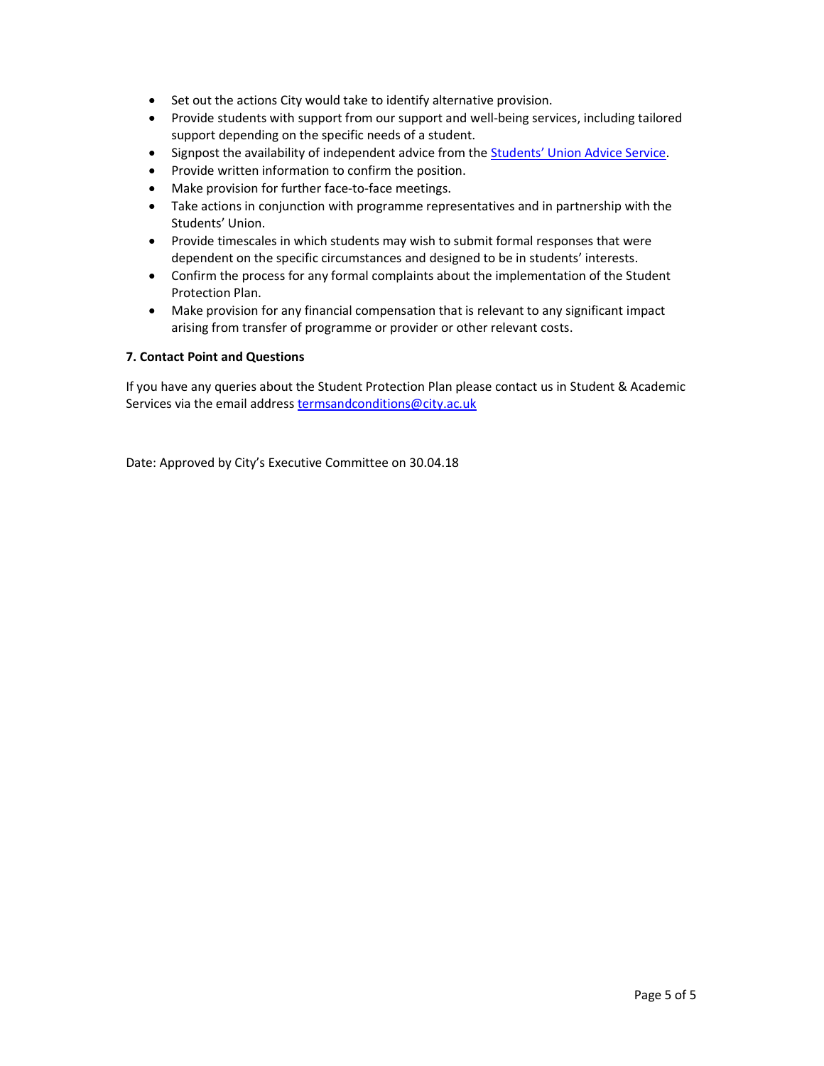- Set out the actions City would take to identify alternative provision.
- Provide students with support from our support and well-being services, including tailored support depending on the specific needs of a student.
- Signpost the availability of independent advice from the [Students' Union Advice Service](#).
- Provide written information to confirm the position.
- Make provision for further face-to-face meetings.
- Take actions in conjunction with programme representatives and in partnership with the Students' Union.
- Provide timescales in which students may wish to submit formal responses that were dependent on the specific circumstances and designed to be in students' interests.
- Confirm the process for any formal complaints about the implementation of the Student Protection Plan.
- Make provision for any financial compensation that is relevant to any significant impact arising from transfer of programme or provider or other relevant costs.

**7. Contact Point and Questions**

If you have any queries about the Student Protection Plan please contact us in Student & Academic Services via the email address termsandconditions@city.ac.uk

Date: Approved by City's Executive Committee on 30.04.18